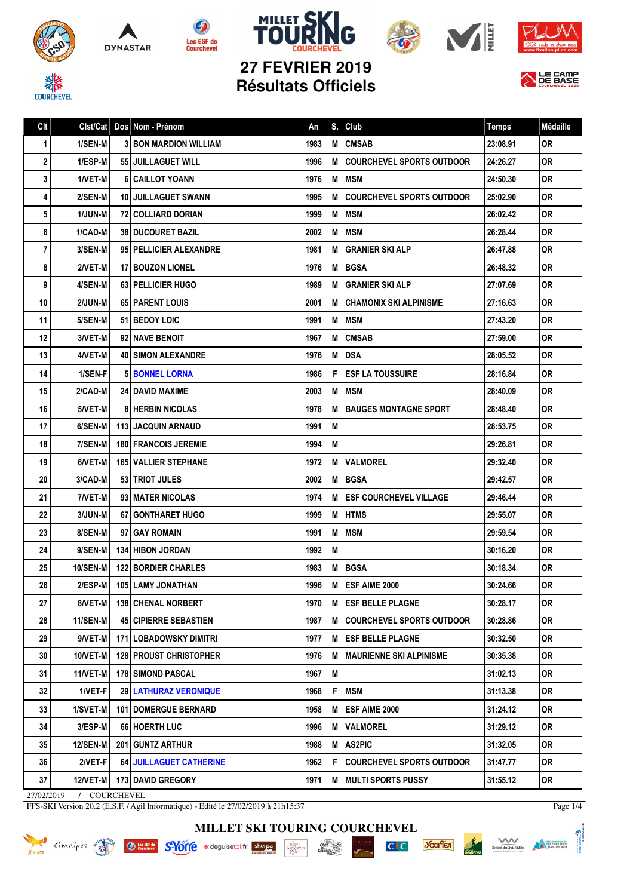# 27 FEVRIER 2019
## Résultats Officiels

| Clt | Clst/Cat | Dos | Nom - Prénom | An | S. | Club | Temps | Médaille |
|---|---|---|---|---|---|---|---|---|
| 1 | 1/SEN-M | 3 | BON MARDION WILLIAM | 1983 | M | CMSAB | 23:08.91 | OR |
| 2 | 1/ESP-M | 55 | JUILLAGUET WILL | 1996 | M | COURCHEVEL SPORTS OUTDOOR | 24:26.27 | OR |
| 3 | 1/VET-M | 6 | CAILLOT YOANN | 1976 | M | MSM | 24:50.30 | OR |
| 4 | 2/SEN-M | 10 | JUILLAGUET SWANN | 1995 | M | COURCHEVEL SPORTS OUTDOOR | 25:02.90 | OR |
| 5 | 1/JUN-M | 72 | COLLIARD DORIAN | 1999 | M | MSM | 26:02.42 | OR |
| 6 | 1/CAD-M | 38 | DUCOURET BAZIL | 2002 | M | MSM | 26:28.44 | OR |
| 7 | 3/SEN-M | 95 | PELLICIER ALEXANDRE | 1981 | M | GRANIER SKI ALP | 26:47.88 | OR |
| 8 | 2/VET-M | 17 | BOUZON LIONEL | 1976 | M | BGSA | 26:48.32 | OR |
| 9 | 4/SEN-M | 63 | PELLICIER HUGO | 1989 | M | GRANIER SKI ALP | 27:07.69 | OR |
| 10 | 2/JUN-M | 65 | PARENT LOUIS | 2001 | M | CHAMONIX SKI ALPINISME | 27:16.63 | OR |
| 11 | 5/SEN-M | 51 | BEDOY LOIC | 1991 | M | MSM | 27:43.20 | OR |
| 12 | 3/VET-M | 92 | NAVE BENOIT | 1967 | M | CMSAB | 27:59.00 | OR |
| 13 | 4/VET-M | 40 | SIMON ALEXANDRE | 1976 | M | DSA | 28:05.52 | OR |
| 14 | 1/SEN-F | 5 | BONNEL LORNA | 1986 | F | ESF LA TOUSSUIRE | 28:16.84 | OR |
| 15 | 2/CAD-M | 24 | DAVID MAXIME | 2003 | M | MSM | 28:40.09 | OR |
| 16 | 5/VET-M | 8 | HERBIN NICOLAS | 1978 | M | BAUGES MONTAGNE SPORT | 28:48.40 | OR |
| 17 | 6/SEN-M | 113 | JACQUIN ARNAUD | 1991 | M | | 28:53.75 | OR |
| 18 | 7/SEN-M | 180 | FRANCOIS JEREMIE | 1994 | M | | 29:26.81 | OR |
| 19 | 6/VET-M | 165 | VALLIER STEPHANE | 1972 | M | VALMOREL | 29:32.40 | OR |
| 20 | 3/CAD-M | 53 | TRIOT JULES | 2002 | M | BGSA | 29:42.57 | OR |
| 21 | 7/VET-M | 93 | MATER NICOLAS | 1974 | M | ESF COURCHEVEL VILLAGE | 29:46.44 | OR |
| 22 | 3/JUN-M | 67 | GONTHARET HUGO | 1999 | M | HTMS | 29:55.07 | OR |
| 23 | 8/SEN-M | 97 | GAY ROMAIN | 1991 | M | MSM | 29:59.54 | OR |
| 24 | 9/SEN-M | 134 | HIBON JORDAN | 1992 | M | | 30:16.20 | OR |
| 25 | 10/SEN-M | 122 | BORDIER CHARLES | 1983 | M | BGSA | 30:18.34 | OR |
| 26 | 2/ESP-M | 105 | LAMY JONATHAN | 1996 | M | ESF AIME 2000 | 30:24.66 | OR |
| 27 | 8/VET-M | 138 | CHENAL NORBERT | 1970 | M | ESF BELLE PLAGNE | 30:28.17 | OR |
| 28 | 11/SEN-M | 45 | CIPIERRE SEBASTIEN | 1987 | M | COURCHEVEL SPORTS OUTDOOR | 30:28.86 | OR |
| 29 | 9/VET-M | 171 | LOBADOWSKY DIMITRI | 1977 | M | ESF BELLE PLAGNE | 30:32.50 | OR |
| 30 | 10/VET-M | 128 | PROUST CHRISTOPHER | 1976 | M | MAURIENNE SKI ALPINISME | 30:35.38 | OR |
| 31 | 11/VET-M | 178 | SIMOND PASCAL | 1967 | M | | 31:02.13 | OR |
| 32 | 1/VET-F | 29 | LATHURAZ VERONIQUE | 1968 | F | MSM | 31:13.38 | OR |
| 33 | 1/SVET-M | 101 | DOMERGUE BERNARD | 1958 | M | ESF AIME 2000 | 31:24.12 | OR |
| 34 | 3/ESP-M | 66 | HOERTH LUC | 1996 | M | VALMOREL | 31:29.12 | OR |
| 35 | 12/SEN-M | 201 | GUNTZ ARTHUR | 1988 | M | AS2PIC | 31:32.05 | OR |
| 36 | 2/VET-F | 64 | JUILLAGUET CATHERINE | 1962 | F | COURCHEVEL SPORTS OUTDOOR | 31:47.77 | OR |
| 37 | 12/VET-M | 173 | DAVID GREGORY | 1971 | M | MULTI SPORTS PUSSY | 31:55.12 | OR |

27/02/2019 / COURCHEVEL

FFS-SKI Version 20.2 (E.S.F. / Agil Informatique) - Edité le 27/02/2019 à 21h15:37

MILLET SKI TOURING COURCHEVEL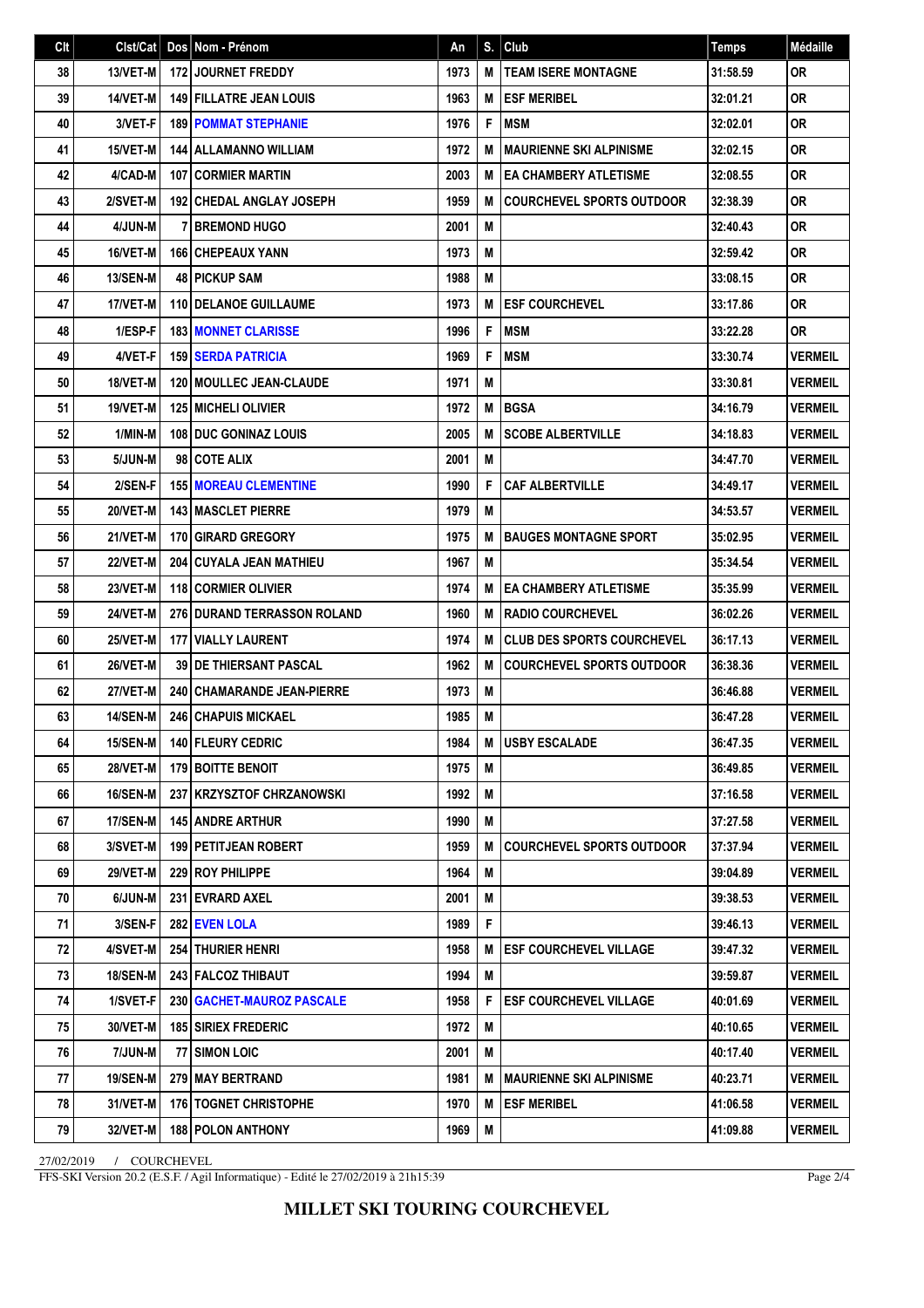| Clt | Clst/Cat | Dos | Nom - Prénom | An | S. | Club | Temps | Médaille |
|---|---|---|---|---|---|---|---|---|
| 38 | 13/VET-M | 172 | JOURNET FREDDY | 1973 | M | TEAM ISERE MONTAGNE | 31:58.59 | OR |
| 39 | 14/VET-M | 149 | FILLATRE JEAN LOUIS | 1963 | M | ESF MERIBEL | 32:01.21 | OR |
| 40 | 3/VET-F | 189 | POMMAT STEPHANIE | 1976 | F | MSM | 32:02.01 | OR |
| 41 | 15/VET-M | 144 | ALLAMANNO WILLIAM | 1972 | M | MAURIENNE SKI ALPINISME | 32:02.15 | OR |
| 42 | 4/CAD-M | 107 | CORMIER MARTIN | 2003 | M | EA CHAMBERY ATLETISME | 32:08.55 | OR |
| 43 | 2/SVET-M | 192 | CHEDAL ANGLAY JOSEPH | 1959 | M | COURCHEVEL SPORTS OUTDOOR | 32:38.39 | OR |
| 44 | 4/JUN-M | 7 | BREMOND HUGO | 2001 | M | | 32:40.43 | OR |
| 45 | 16/VET-M | 166 | CHEPEAUX YANN | 1973 | M | | 32:59.42 | OR |
| 46 | 13/SEN-M | 48 | PICKUP SAM | 1988 | M | | 33:08.15 | OR |
| 47 | 17/VET-M | 110 | DELANOE GUILLAUME | 1973 | M | ESF COURCHEVEL | 33:17.86 | OR |
| 48 | 1/ESP-F | 183 | MONNET CLARISSE | 1996 | F | MSM | 33:22.28 | OR |
| 49 | 4/VET-F | 159 | SERDA PATRICIA | 1969 | F | MSM | 33:30.74 | VERMEIL |
| 50 | 18/VET-M | 120 | MOULLEC JEAN-CLAUDE | 1971 | M | | 33:30.81 | VERMEIL |
| 51 | 19/VET-M | 125 | MICHELI OLIVIER | 1972 | M | BGSA | 34:16.79 | VERMEIL |
| 52 | 1/MIN-M | 108 | DUC GONINAZ LOUIS | 2005 | M | SCOBE ALBERTVILLE | 34:18.83 | VERMEIL |
| 53 | 5/JUN-M | 98 | COTE ALIX | 2001 | M | | 34:47.70 | VERMEIL |
| 54 | 2/SEN-F | 155 | MOREAU CLEMENTINE | 1990 | F | CAF ALBERTVILLE | 34:49.17 | VERMEIL |
| 55 | 20/VET-M | 143 | MASCLET PIERRE | 1979 | M | | 34:53.57 | VERMEIL |
| 56 | 21/VET-M | 170 | GIRARD GREGORY | 1975 | M | BAUGES MONTAGNE SPORT | 35:02.95 | VERMEIL |
| 57 | 22/VET-M | 204 | CUYALA JEAN MATHIEU | 1967 | M | | 35:34.54 | VERMEIL |
| 58 | 23/VET-M | 118 | CORMIER OLIVIER | 1974 | M | EA CHAMBERY ATLETISME | 35:35.99 | VERMEIL |
| 59 | 24/VET-M | 276 | DURAND TERRASSON ROLAND | 1960 | M | RADIO COURCHEVEL | 36:02.26 | VERMEIL |
| 60 | 25/VET-M | 177 | VIALLY LAURENT | 1974 | M | CLUB DES SPORTS COURCHEVEL | 36:17.13 | VERMEIL |
| 61 | 26/VET-M | 39 | DE THIERSANT PASCAL | 1962 | M | COURCHEVEL SPORTS OUTDOOR | 36:38.36 | VERMEIL |
| 62 | 27/VET-M | 240 | CHAMARANDE JEAN-PIERRE | 1973 | M | | 36:46.88 | VERMEIL |
| 63 | 14/SEN-M | 246 | CHAPUIS MICKAEL | 1985 | M | | 36:47.28 | VERMEIL |
| 64 | 15/SEN-M | 140 | FLEURY CEDRIC | 1984 | M | USBY ESCALADE | 36:47.35 | VERMEIL |
| 65 | 28/VET-M | 179 | BOITTE BENOIT | 1975 | M | | 36:49.85 | VERMEIL |
| 66 | 16/SEN-M | 237 | KRZYSZTOF CHRZANOWSKI | 1992 | M | | 37:16.58 | VERMEIL |
| 67 | 17/SEN-M | 145 | ANDRE ARTHUR | 1990 | M | | 37:27.58 | VERMEIL |
| 68 | 3/SVET-M | 199 | PETITJEAN ROBERT | 1959 | M | COURCHEVEL SPORTS OUTDOOR | 37:37.94 | VERMEIL |
| 69 | 29/VET-M | 229 | ROY PHILIPPE | 1964 | M | | 39:04.89 | VERMEIL |
| 70 | 6/JUN-M | 231 | EVRARD AXEL | 2001 | M | | 39:38.53 | VERMEIL |
| 71 | 3/SEN-F | 282 | EVEN LOLA | 1989 | F | | 39:46.13 | VERMEIL |
| 72 | 4/SVET-M | 254 | THURIER HENRI | 1958 | M | ESF COURCHEVEL VILLAGE | 39:47.32 | VERMEIL |
| 73 | 18/SEN-M | 243 | FALCOZ THIBAUT | 1994 | M | | 39:59.87 | VERMEIL |
| 74 | 1/SVET-F | 230 | GACHET-MAUROZ PASCALE | 1958 | F | ESF COURCHEVEL VILLAGE | 40:01.69 | VERMEIL |
| 75 | 30/VET-M | 185 | SIRIEX FREDERIC | 1972 | M | | 40:10.65 | VERMEIL |
| 76 | 7/JUN-M | 77 | SIMON LOIC | 2001 | M | | 40:17.40 | VERMEIL |
| 77 | 19/SEN-M | 279 | MAY BERTRAND | 1981 | M | MAURIENNE SKI ALPINISME | 40:23.71 | VERMEIL |
| 78 | 31/VET-M | 176 | TOGNET CHRISTOPHE | 1970 | M | ESF MERIBEL | 41:06.58 | VERMEIL |
| 79 | 32/VET-M | 188 | POLON ANTHONY | 1969 | M | | 41:09.88 | VERMEIL |

27/02/2019 / COURCHEVEL

FFS-SKI Version 20.2 (E.S.F. / Agil Informatique) - Edité le 27/02/2019 à 21h15:39

**MILLET SKI TOURING COURCHEVEL**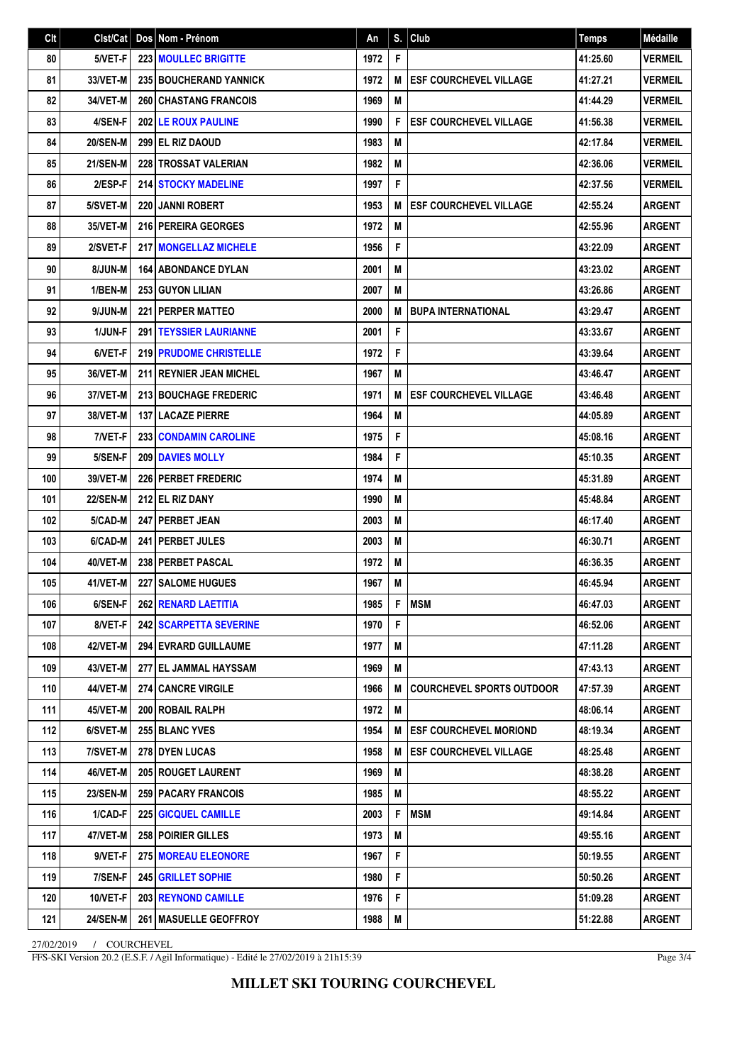| Clt | Clst/Cat | Dos | Nom - Prénom | An | S. | Club | Temps | Médaille |
|---|---|---|---|---|---|---|---|---|
| 80 | 5/VET-F | 223 | MOULLEC BRIGITTE | 1972 | F | | 41:25.60 | VERMEIL |
| 81 | 33/VET-M | 235 | BOUCHERAND YANNICK | 1972 | M | ESF COURCHEVEL VILLAGE | 41:27.21 | VERMEIL |
| 82 | 34/VET-M | 260 | CHASTANG FRANCOIS | 1969 | M | | 41:44.29 | VERMEIL |
| 83 | 4/SEN-F | 202 | LE ROUX PAULINE | 1990 | F | ESF COURCHEVEL VILLAGE | 41:56.38 | VERMEIL |
| 84 | 20/SEN-M | 299 | EL RIZ DAOUD | 1983 | M | | 42:17.84 | VERMEIL |
| 85 | 21/SEN-M | 228 | TROSSAT VALERIAN | 1982 | M | | 42:36.06 | VERMEIL |
| 86 | 2/ESP-F | 214 | STOCKY MADELINE | 1997 | F | | 42:37.56 | VERMEIL |
| 87 | 5/SVET-M | 220 | JANNI ROBERT | 1953 | M | ESF COURCHEVEL VILLAGE | 42:55.24 | ARGENT |
| 88 | 35/VET-M | 216 | PEREIRA GEORGES | 1972 | M | | 42:55.96 | ARGENT |
| 89 | 2/SVET-F | 217 | MONGELLAZ MICHELE | 1956 | F | | 43:22.09 | ARGENT |
| 90 | 8/JUN-M | 164 | ABONDANCE DYLAN | 2001 | M | | 43:23.02 | ARGENT |
| 91 | 1/BEN-M | 253 | GUYON LILIAN | 2007 | M | | 43:26.86 | ARGENT |
| 92 | 9/JUN-M | 221 | PERPER MATTEO | 2000 | M | BUPA INTERNATIONAL | 43:29.47 | ARGENT |
| 93 | 1/JUN-F | 291 | TEYSSIER LAURIANNE | 2001 | F | | 43:33.67 | ARGENT |
| 94 | 6/VET-F | 219 | PRUDOME CHRISTELLE | 1972 | F | | 43:39.64 | ARGENT |
| 95 | 36/VET-M | 211 | REYNIER JEAN MICHEL | 1967 | M | | 43:46.47 | ARGENT |
| 96 | 37/VET-M | 213 | BOUCHAGE FREDERIC | 1971 | M | ESF COURCHEVEL VILLAGE | 43:46.48 | ARGENT |
| 97 | 38/VET-M | 137 | LACAZE PIERRE | 1964 | M | | 44:05.89 | ARGENT |
| 98 | 7/VET-F | 233 | CONDAMIN CAROLINE | 1975 | F | | 45:08.16 | ARGENT |
| 99 | 5/SEN-F | 209 | DAVIES MOLLY | 1984 | F | | 45:10.35 | ARGENT |
| 100 | 39/VET-M | 226 | PERBET FREDERIC | 1974 | M | | 45:31.89 | ARGENT |
| 101 | 22/SEN-M | 212 | EL RIZ DANY | 1990 | M | | 45:48.84 | ARGENT |
| 102 | 5/CAD-M | 247 | PERBET JEAN | 2003 | M | | 46:17.40 | ARGENT |
| 103 | 6/CAD-M | 241 | PERBET JULES | 2003 | M | | 46:30.71 | ARGENT |
| 104 | 40/VET-M | 238 | PERBET PASCAL | 1972 | M | | 46:36.35 | ARGENT |
| 105 | 41/VET-M | 227 | SALOME HUGUES | 1967 | M | | 46:45.94 | ARGENT |
| 106 | 6/SEN-F | 262 | RENARD LAETITIA | 1985 | F | MSM | 46:47.03 | ARGENT |
| 107 | 8/VET-F | 242 | SCARPETTA SEVERINE | 1970 | F | | 46:52.06 | ARGENT |
| 108 | 42/VET-M | 294 | EVRARD GUILLAUME | 1977 | M | | 47:11.28 | ARGENT |
| 109 | 43/VET-M | 277 | EL JAMMAL HAYSSAM | 1969 | M | | 47:43.13 | ARGENT |
| 110 | 44/VET-M | 274 | CANCRE VIRGILE | 1966 | M | COURCHEVEL SPORTS OUTDOOR | 47:57.39 | ARGENT |
| 111 | 45/VET-M | 200 | ROBAIL RALPH | 1972 | M | | 48:06.14 | ARGENT |
| 112 | 6/SVET-M | 255 | BLANC YVES | 1954 | M | ESF COURCHEVEL MORIOND | 48:19.34 | ARGENT |
| 113 | 7/SVET-M | 278 | DYEN LUCAS | 1958 | M | ESF COURCHEVEL VILLAGE | 48:25.48 | ARGENT |
| 114 | 46/VET-M | 205 | ROUGET LAURENT | 1969 | M | | 48:38.28 | ARGENT |
| 115 | 23/SEN-M | 259 | PACARY FRANCOIS | 1985 | M | | 48:55.22 | ARGENT |
| 116 | 1/CAD-F | 225 | GICQUEL CAMILLE | 2003 | F | MSM | 49:14.84 | ARGENT |
| 117 | 47/VET-M | 258 | POIRIER GILLES | 1973 | M | | 49:55.16 | ARGENT |
| 118 | 9/VET-F | 275 | MOREAU ELEONORE | 1967 | F | | 50:19.55 | ARGENT |
| 119 | 7/SEN-F | 245 | GRILLET SOPHIE | 1980 | F | | 50:50.26 | ARGENT |
| 120 | 10/VET-F | 203 | REYNOND CAMILLE | 1976 | F | | 51:09.28 | ARGENT |
| 121 | 24/SEN-M | 261 | MASUELLE GEOFFROY | 1988 | M | | 51:22.88 | ARGENT |

27/02/2019 / COURCHEVEL

FFS-SKI Version 20.2 (E.S.F. / Agil Informatique) - Edité le 27/02/2019 à 21h15:39

**MILLET SKI TOURING COURCHEVEL**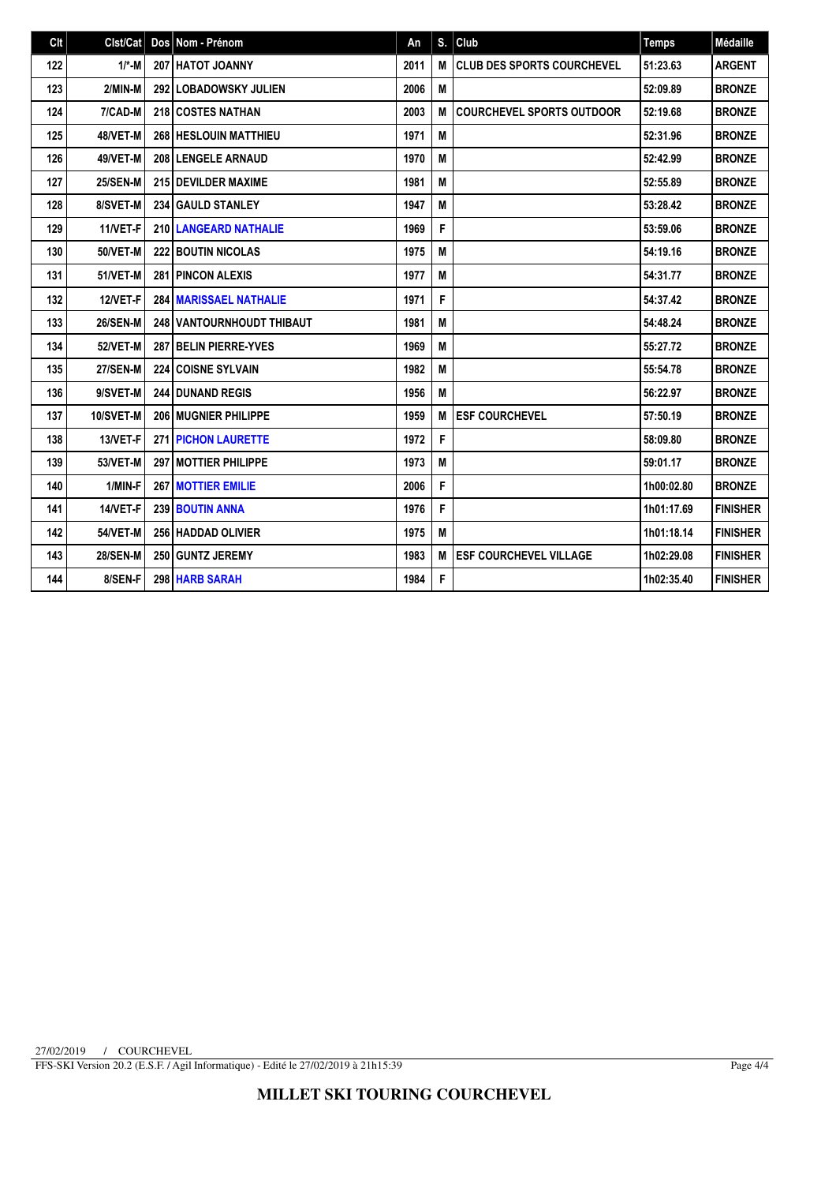| Clt | Clst/Cat | Dos | Nom - Prénom | An | S. | Club | Temps | Médaille |
|---|---|---|---|---|---|---|---|---|
| 122 | 1/*-M | 207 | HATOT JOANNY | 2011 | M | CLUB DES SPORTS COURCHEVEL | 51:23.63 | ARGENT |
| 123 | 2/MIN-M | 292 | LOBADOWSKY JULIEN | 2006 | M | | 52:09.89 | BRONZE |
| 124 | 7/CAD-M | 218 | COSTES NATHAN | 2003 | M | COURCHEVEL SPORTS OUTDOOR | 52:19.68 | BRONZE |
| 125 | 48/VET-M | 268 | HESLOUIN MATTHIEU | 1971 | M | | 52:31.96 | BRONZE |
| 126 | 49/VET-M | 208 | LENGELE ARNAUD | 1970 | M | | 52:42.99 | BRONZE |
| 127 | 25/SEN-M | 215 | DEVILDER MAXIME | 1981 | M | | 52:55.89 | BRONZE |
| 128 | 8/SVET-M | 234 | GAULD STANLEY | 1947 | M | | 53:28.42 | BRONZE |
| 129 | 11/VET-F | 210 | LANGEARD NATHALIE | 1969 | F | | 53:59.06 | BRONZE |
| 130 | 50/VET-M | 222 | BOUTIN NICOLAS | 1975 | M | | 54:19.16 | BRONZE |
| 131 | 51/VET-M | 281 | PINCON ALEXIS | 1977 | M | | 54:31.77 | BRONZE |
| 132 | 12/VET-F | 284 | MARISSAEL NATHALIE | 1971 | F | | 54:37.42 | BRONZE |
| 133 | 26/SEN-M | 248 | VANTOURNHOUDT THIBAUT | 1981 | M | | 54:48.24 | BRONZE |
| 134 | 52/VET-M | 287 | BELIN PIERRE-YVES | 1969 | M | | 55:27.72 | BRONZE |
| 135 | 27/SEN-M | 224 | COISNE SYLVAIN | 1982 | M | | 55:54.78 | BRONZE |
| 136 | 9/SVET-M | 244 | DUNAND REGIS | 1956 | M | | 56:22.97 | BRONZE |
| 137 | 10/SVET-M | 206 | MUGNIER PHILIPPE | 1959 | M | ESF COURCHEVEL | 57:50.19 | BRONZE |
| 138 | 13/VET-F | 271 | PICHON LAURETTE | 1972 | F | | 58:09.80 | BRONZE |
| 139 | 53/VET-M | 297 | MOTTIER PHILIPPE | 1973 | M | | 59:01.17 | BRONZE |
| 140 | 1/MIN-F | 267 | MOTTIER EMILIE | 2006 | F | | 1h00:02.80 | BRONZE |
| 141 | 14/VET-F | 239 | BOUTIN ANNA | 1976 | F | | 1h01:17.69 | FINISHER |
| 142 | 54/VET-M | 256 | HADDAD OLIVIER | 1975 | M | | 1h01:18.14 | FINISHER |
| 143 | 28/SEN-M | 250 | GUNTZ JEREMY | 1983 | M | ESF COURCHEVEL VILLAGE | 1h02:29.08 | FINISHER |
| 144 | 8/SEN-F | 298 | HARB SARAH | 1984 | F | | 1h02:35.40 | FINISHER |

27/02/2019 / COURCHEVEL

FFS-SKI Version 20.2 (E.S.F. / Agil Informatique) - Edité le 27/02/2019 à 21h15:39

**MILLET SKI TOURING COURCHEVEL**